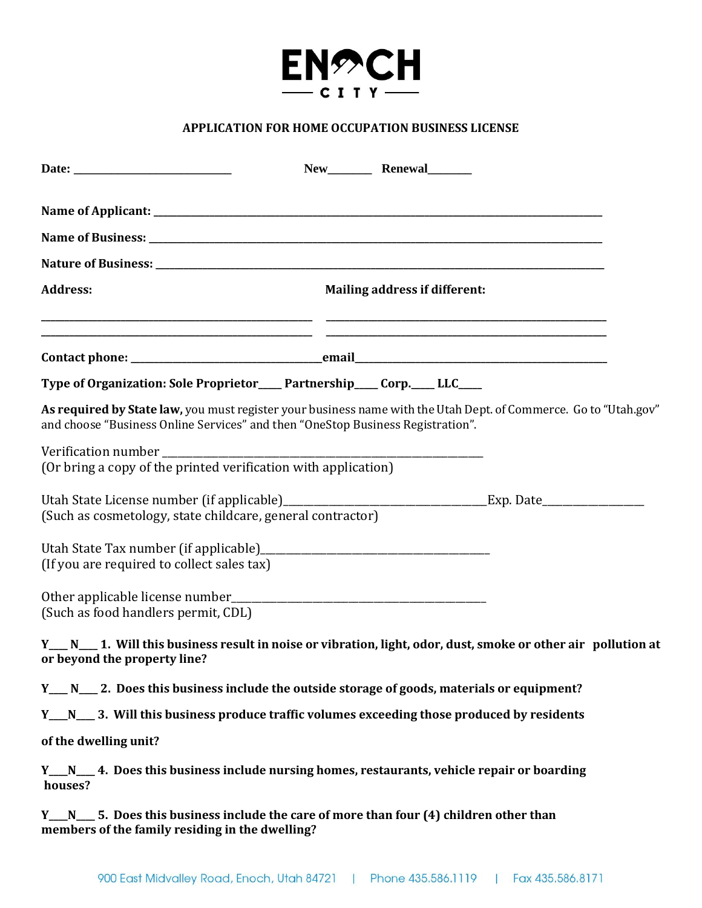ENOCH CITY

## APPLICATION FOR HOME OCCUPATION BUSINESS LICENSE

**Date:** ____________________________ **New**________ **Renewal**________

**Name of Applicant:** ______________________________________________________________________________

**Name of Business:** ______________________________________________________________________________

**Nature of Business:** _____________________________________________________________________________

**Address:** **Mailing address if different:**

______________________________________________ ______________________________________________

______________________________________________ ______________________________________________

**Contact phone:** ____________________________________**email**_____________________________________________

**Type of Organization: Sole Proprietor**_____ **Partnership**_____ **Corp.**_____ **LLC**_____

**As required by State law,** you must register your business name with the Utah Dept. of Commerce. Go to "Utah.gov" and choose "Business Online Services" and then "OneStop Business Registration".

Verification number ________________________________________________________________
(Or bring a copy of the printed verification with application)

Utah State License number (if applicable)________________________________________Exp. Date___________________
(Such as cosmetology, state childcare, general contractor)

Utah State Tax number (if applicable)_____________________________________________
(If you are required to collect sales tax)

Other applicable license number__________________________________________________
(Such as food handlers permit, CDL)

**Y\_\_\_\_ N\_\_\_\_ 1. Will this business result in noise or vibration, light, odor, dust, smoke or other air pollution at or beyond the property line?**

**Y\_\_\_\_ N\_\_\_\_ 2. Does this business include the outside storage of goods, materials or equipment?**

**Y\_\_\_\_N\_\_\_\_ 3. Will this business produce traffic volumes exceeding those produced by residents of the dwelling unit?**

**Y\_\_\_\_N\_\_\_\_ 4. Does this business include nursing homes, restaurants, vehicle repair or boarding houses?**

**Y\_\_\_\_N\_\_\_\_ 5. Does this business include the care of more than four (4) children other than members of the family residing in the dwelling?**

900 East Midvalley Road, Enoch, Utah 84721 | Phone 435.586.1119 | Fax 435.586.8171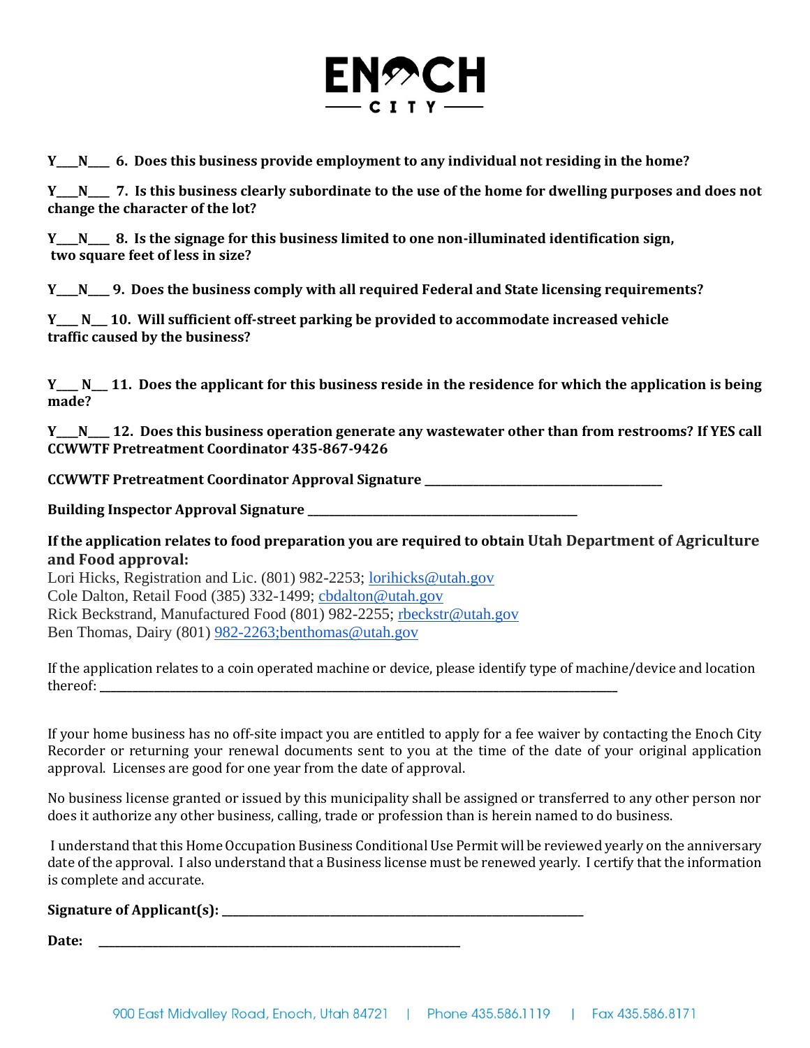**Y____N____ 6. Does this business provide employment to any individual not residing in the home?**

**Y____N____ 7. Is this business clearly subordinate to the use of the home for dwelling purposes and does not change the character of the lot?**

**Y____N____ 8. Is the signage for this business limited to one non-illuminated identification sign, two square feet of less in size?**

**Y____N____ 9. Does the business comply with all required Federal and State licensing requirements?**

**Y____ N___ 10. Will sufficient off-street parking be provided to accommodate increased vehicle traffic caused by the business?**

**Y____ N___ 11. Does the applicant for this business reside in the residence for which the application is being made?**

**Y____N____ 12. Does this business operation generate any wastewater other than from restrooms? If YES call CCWWTF Pretreatment Coordinator 435-867-9426**

**CCWWTF Pretreatment Coordinator Approval Signature ________________________________________**

**Building Inspector Approval Signature _____________________________________________**

**If the application relates to food preparation you are required to obtain Utah Department of Agriculture and Food approval:**

Lori Hicks, Registration and Lic. (801) 982-2253; lorihicks@utah.gov
Cole Dalton, Retail Food (385) 332-1499; cbdalton@utah.gov
Rick Beckstrand, Manufactured Food (801) 982-2255; rbeckstr@utah.gov
Ben Thomas, Dairy (801) 982-2263;benthomas@utah.gov

If the application relates to a coin operated machine or device, please identify type of machine/device and location thereof: ___________________________________________________________________________________________

If your home business has no off-site impact you are entitled to apply for a fee waiver by contacting the Enoch City Recorder or returning your renewal documents sent to you at the time of the date of your original application approval. Licenses are good for one year from the date of approval.

No business license granted or issued by this municipality shall be assigned or transferred to any other person nor does it authorize any other business, calling, trade or profession than is herein named to do business.

I understand that this Home Occupation Business Conditional Use Permit will be reviewed yearly on the anniversary date of the approval. I also understand that a Business license must be renewed yearly. I certify that the information is complete and accurate.

**Signature of Applicant(s): ____________________________________________________________**

**Date: ____________________________________________________________**